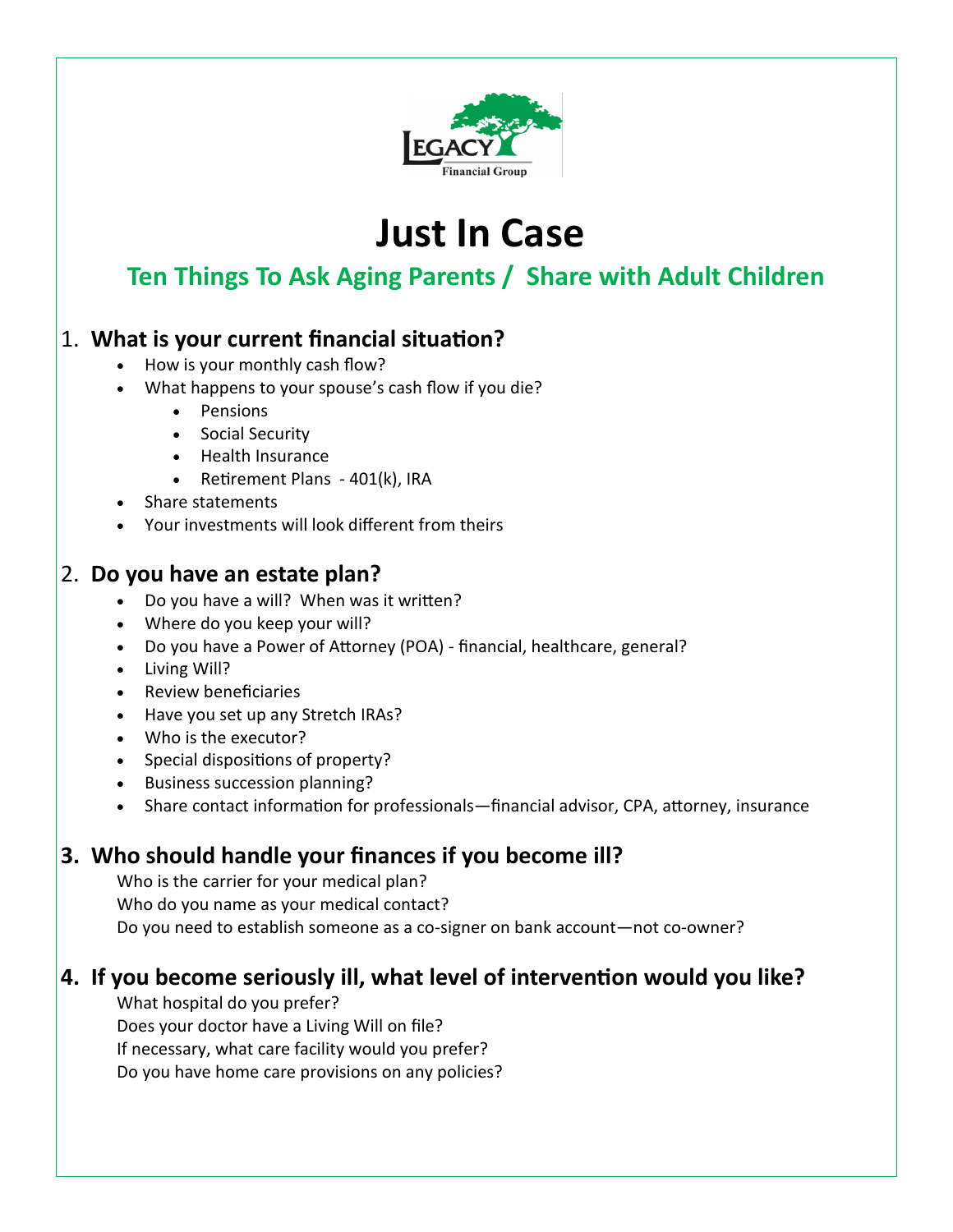Legacy Financial Group

# Just In Case

## Ten Things To Ask Aging Parents / Share with Adult Children

### 1. What is your current financial situation?

- How is your monthly cash flow?
- What happens to your spouse's cash flow if you die?
    - Pensions
    - Social Security
    - Health Insurance
    - Retirement Plans - 401(k), IRA
- Share statements
- Your investments will look different from theirs

### 2. Do you have an estate plan?

- Do you have a will? When was it written?
- Where do you keep your will?
- Do you have a Power of Attorney (POA) - financial, healthcare, general?
- Living Will?
- Review beneficiaries
- Have you set up any Stretch IRAs?
- Who is the executor?
- Special dispositions of property?
- Business succession planning?
- Share contact information for professionals—financial advisor, CPA, attorney, insurance

### 3. Who should handle your finances if you become ill?

Who is the carrier for your medical plan?
Who do you name as your medical contact?
Do you need to establish someone as a co-signer on bank account—not co-owner?

### 4. If you become seriously ill, what level of intervention would you like?

What hospital do you prefer?
Does your doctor have a Living Will on file?
If necessary, what care facility would you prefer?
Do you have home care provisions on any policies?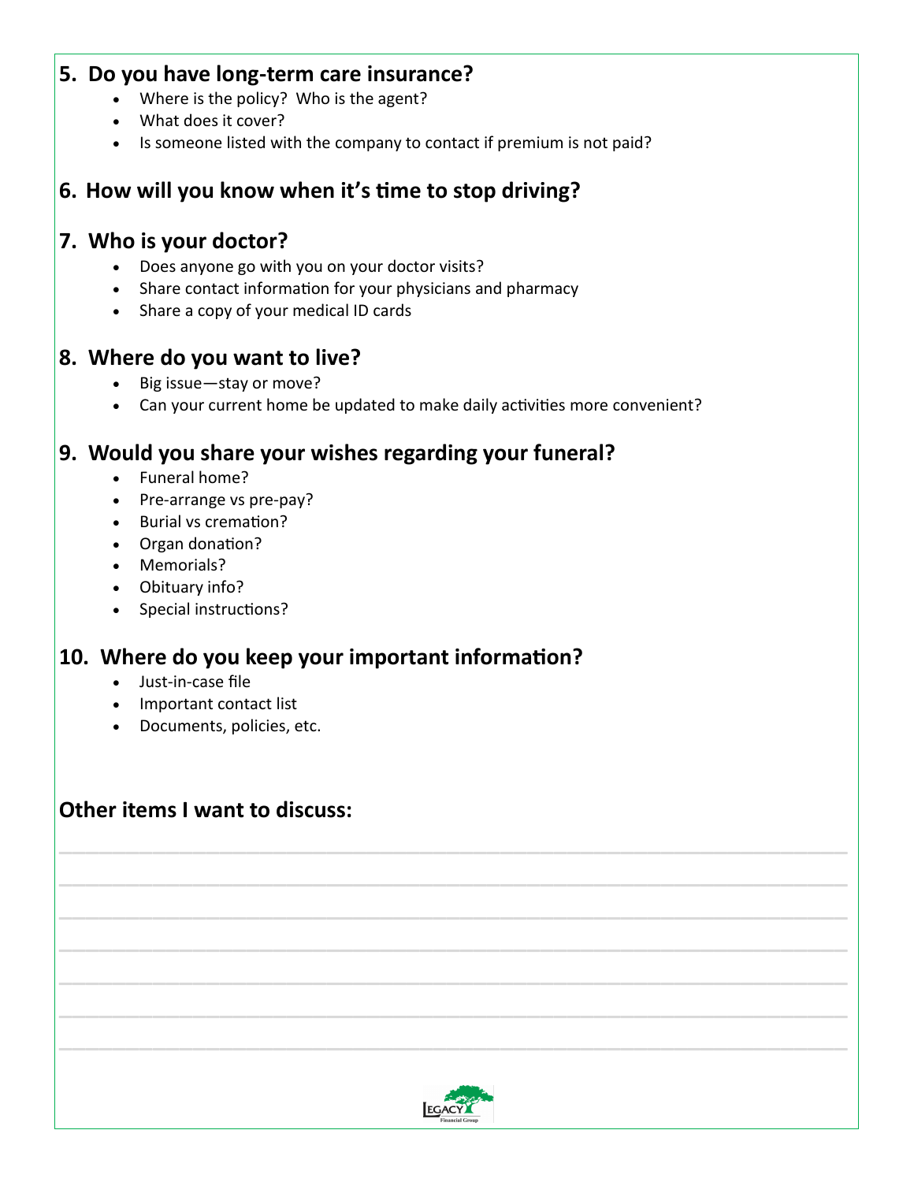## 5. Do you have long-term care insurance?

- Where is the policy? Who is the agent?
- What does it cover?
- Is someone listed with the company to contact if premium is not paid?

## 6. How will you know when it's time to stop driving?

## 7. Who is your doctor?

- Does anyone go with you on your doctor visits?
- Share contact information for your physicians and pharmacy
- Share a copy of your medical ID cards

## 8. Where do you want to live?

- Big issue—stay or move?
- Can your current home be updated to make daily activities more convenient?

## 9. Would you share your wishes regarding your funeral?

- Funeral home?
- Pre-arrange vs pre-pay?
- Burial vs cremation?
- Organ donation?
- Memorials?
- Obituary info?
- Special instructions?

## 10. Where do you keep your important information?

- Just-in-case file
- Important contact list
- Documents, policies, etc.

## Other items I want to discuss:

___________________________________________________________________________

___________________________________________________________________________

___________________________________________________________________________

___________________________________________________________________________

___________________________________________________________________________

___________________________________________________________________________

___________________________________________________________________________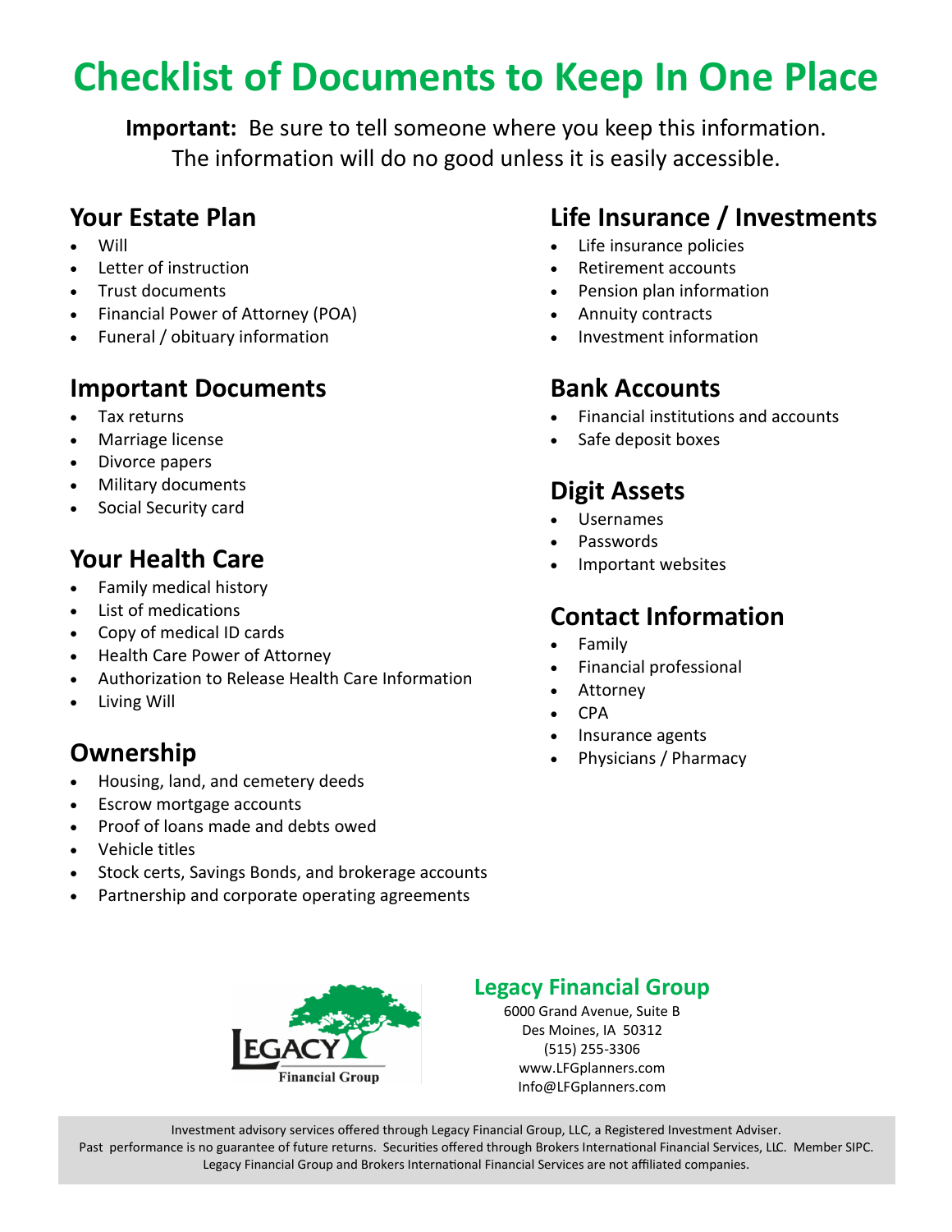# Checklist of Documents to Keep In One Place

**Important:** Be sure to tell someone where you keep this information. The information will do no good unless it is easily accessible.

## Your Estate Plan

- Will
- Letter of instruction
- Trust documents
- Financial Power of Attorney (POA)
- Funeral / obituary information

## Important Documents

- Tax returns
- Marriage license
- Divorce papers
- Military documents
- Social Security card

## Your Health Care

- Family medical history
- List of medications
- Copy of medical ID cards
- Health Care Power of Attorney
- Authorization to Release Health Care Information
- Living Will

## Ownership

- Housing, land, and cemetery deeds
- Escrow mortgage accounts
- Proof of loans made and debts owed
- Vehicle titles
- Stock certs, Savings Bonds, and brokerage accounts
- Partnership and corporate operating agreements

## Life Insurance / Investments

- Life insurance policies
- Retirement accounts
- Pension plan information
- Annuity contracts
- Investment information

## Bank Accounts

- Financial institutions and accounts
- Safe deposit boxes

## Digit Assets

- Usernames
- Passwords
- Important websites

## Contact Information

- Family
- Financial professional
- Attorney
- CPA
- Insurance agents
- Physicians / Pharmacy

**Legacy Financial Group**

6000 Grand Avenue, Suite B
Des Moines, IA 50312
(515) 255-3306
www.LFGplanners.com
Info@LFGplanners.com

Investment advisory services offered through Legacy Financial Group, LLC, a Registered Investment Adviser.
Past performance is no guarantee of future returns. Securities offered through Brokers International Financial Services, LLC. Member SIPC.
Legacy Financial Group and Brokers International Financial Services are not affiliated companies.